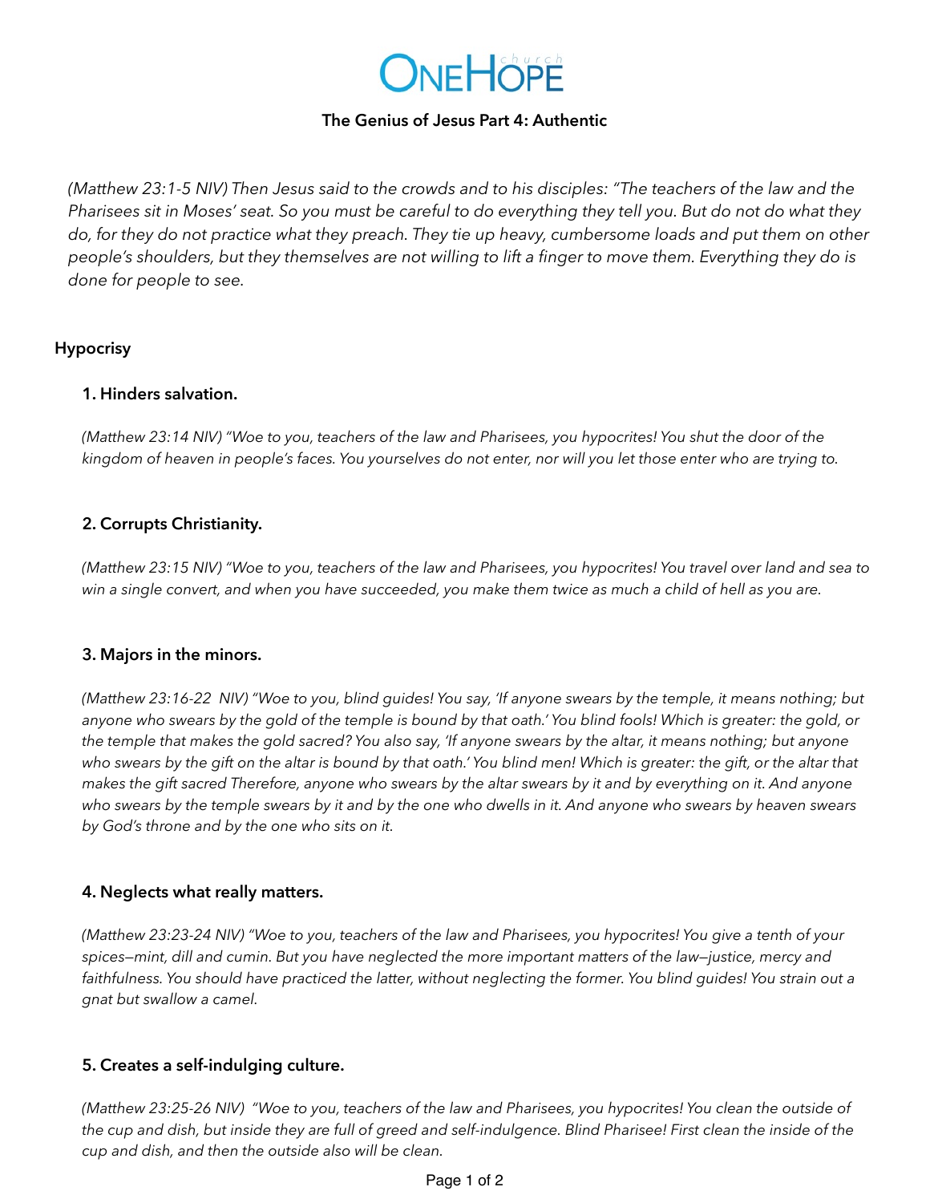# OneHope church

## The Genius of Jesus Part 4: Authentic

*(Matthew 23:1-5 NIV) Then Jesus said to the crowds and to his disciples: "The teachers of the law and the Pharisees sit in Moses' seat. So you must be careful to do everything they tell you. But do not do what they do, for they do not practice what they preach. They tie up heavy, cumbersome loads and put them on other people's shoulders, but they themselves are not willing to lift a finger to move them. Everything they do is done for people to see.*

### Hypocrisy

**1. Hinders salvation.**

*(Matthew 23:14 NIV) "Woe to you, teachers of the law and Pharisees, you hypocrites! You shut the door of the kingdom of heaven in people's faces. You yourselves do not enter, nor will you let those enter who are trying to.*

**2. Corrupts Christianity.**

*(Matthew 23:15 NIV) "Woe to you, teachers of the law and Pharisees, you hypocrites! You travel over land and sea to win a single convert, and when you have succeeded, you make them twice as much a child of hell as you are.*

**3. Majors in the minors.**

*(Matthew 23:16-22 NIV) "Woe to you, blind guides! You say, 'If anyone swears by the temple, it means nothing; but anyone who swears by the gold of the temple is bound by that oath.' You blind fools! Which is greater: the gold, or the temple that makes the gold sacred? You also say, 'If anyone swears by the altar, it means nothing; but anyone who swears by the gift on the altar is bound by that oath.' You blind men! Which is greater: the gift, or the altar that makes the gift sacred Therefore, anyone who swears by the altar swears by it and by everything on it. And anyone who swears by the temple swears by it and by the one who dwells in it. And anyone who swears by heaven swears by God's throne and by the one who sits on it.*

**4. Neglects what really matters.**

*(Matthew 23:23-24 NIV) "Woe to you, teachers of the law and Pharisees, you hypocrites! You give a tenth of your spices—mint, dill and cumin. But you have neglected the more important matters of the law—justice, mercy and faithfulness. You should have practiced the latter, without neglecting the former. You blind guides! You strain out a gnat but swallow a camel.*

**5. Creates a self-indulging culture.**

*(Matthew 23:25-26 NIV) "Woe to you, teachers of the law and Pharisees, you hypocrites! You clean the outside of the cup and dish, but inside they are full of greed and self-indulgence. Blind Pharisee! First clean the inside of the cup and dish, and then the outside also will be clean.*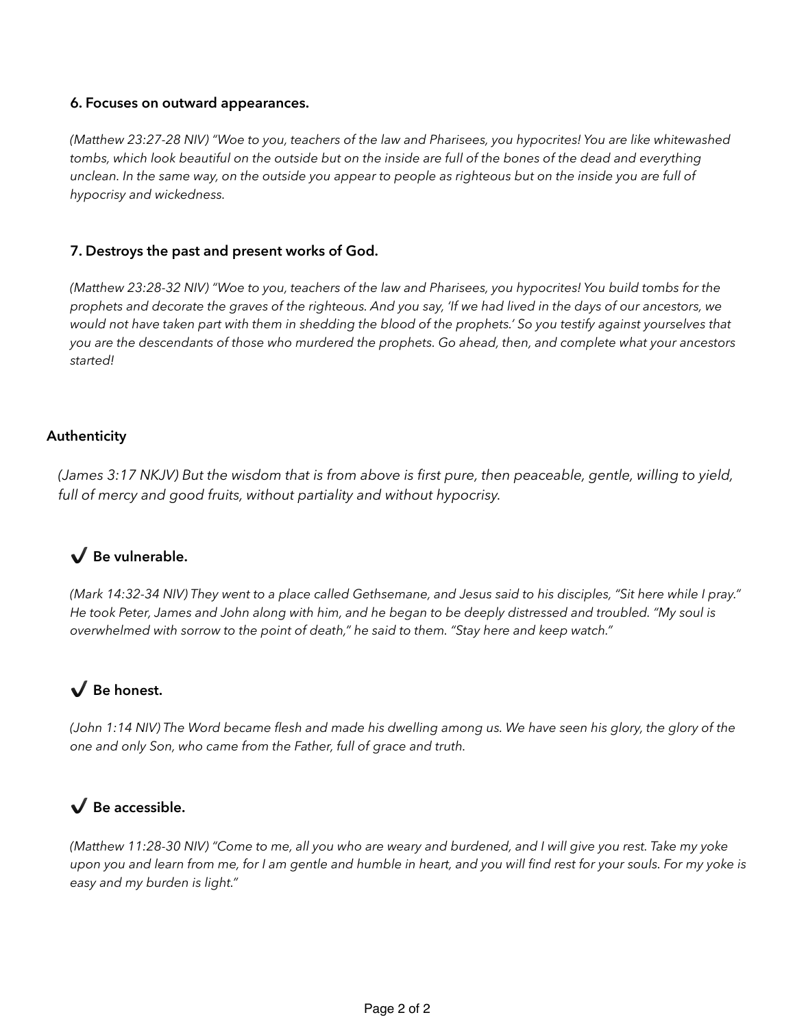**6. Focuses on outward appearances.**

*(Matthew 23:27-28 NIV) "Woe to you, teachers of the law and Pharisees, you hypocrites! You are like whitewashed tombs, which look beautiful on the outside but on the inside are full of the bones of the dead and everything unclean. In the same way, on the outside you appear to people as righteous but on the inside you are full of hypocrisy and wickedness.*

**7. Destroys the past and present works of God.**

*(Matthew 23:28-32 NIV) "Woe to you, teachers of the law and Pharisees, you hypocrites! You build tombs for the prophets and decorate the graves of the righteous. And you say, 'If we had lived in the days of our ancestors, we would not have taken part with them in shedding the blood of the prophets.' So you testify against yourselves that you are the descendants of those who murdered the prophets. Go ahead, then, and complete what your ancestors started!*

**Authenticity**

*(James 3:17 NKJV) But the wisdom that is from above is first pure, then peaceable, gentle, willing to yield, full of mercy and good fruits, without partiality and without hypocrisy.*

✔ **Be vulnerable.**

*(Mark 14:32-34 NIV) They went to a place called Gethsemane, and Jesus said to his disciples, "Sit here while I pray." He took Peter, James and John along with him, and he began to be deeply distressed and troubled. "My soul is overwhelmed with sorrow to the point of death," he said to them. "Stay here and keep watch."*

✔ **Be honest.**

*(John 1:14 NIV) The Word became flesh and made his dwelling among us. We have seen his glory, the glory of the one and only Son, who came from the Father, full of grace and truth.*

✔ **Be accessible.**

*(Matthew 11:28-30 NIV) "Come to me, all you who are weary and burdened, and I will give you rest. Take my yoke upon you and learn from me, for I am gentle and humble in heart, and you will find rest for your souls. For my yoke is easy and my burden is light."*